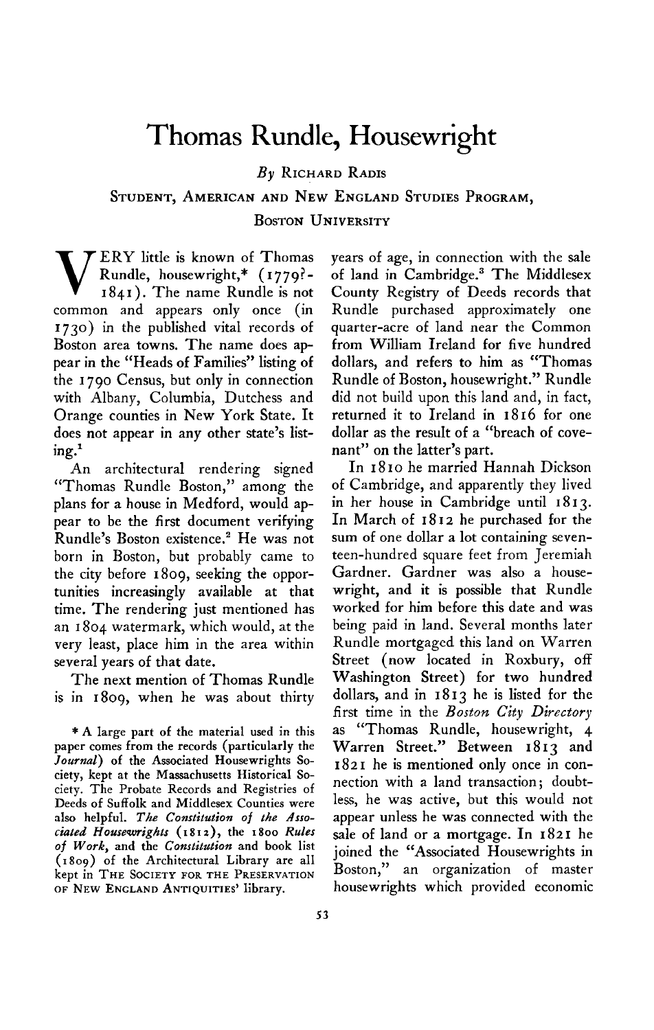# Thomas Rundle, Housewright

*By* Richard Radis

Student, American and New England Studies Program, Boston University

Very little is known of Thomas Rundle, housewright,* (1779?-1841). The name Rundle is not common and appears only once (in 1730) in the published vital records of Boston area towns. The name does appear in the "Heads of Families" listing of the 1790 Census, but only in connection with Albany, Columbia, Dutchess and Orange counties in New York State. It does not appear in any other state's listing.[1]

An architectural rendering signed "Thomas Rundle Boston," among the plans for a house in Medford, would appear to be the first document verifying Rundle's Boston existence.[2] He was not born in Boston, but probably came to the city before 1809, seeking the opportunities increasingly available at that time. The rendering just mentioned has an 1804 watermark, which would, at the very least, place him in the area within several years of that date.

The next mention of Thomas Rundle is in 1809, when he was about thirty years of age, in connection with the sale of land in Cambridge.[3] The Middlesex County Registry of Deeds records that Rundle purchased approximately one quarter-acre of land near the Common from William Ireland for five hundred dollars, and refers to him as "Thomas Rundle of Boston, housewright." Rundle did not build upon this land and, in fact, returned it to Ireland in 1816 for one dollar as the result of a "breach of covenant" on the latter's part.

In 1810 he married Hannah Dickson of Cambridge, and apparently they lived in her house in Cambridge until 1813. In March of 1812 he purchased for the sum of one dollar a lot containing seventeen-hundred square feet from Jeremiah Gardner. Gardner was also a housewright, and it is possible that Rundle worked for him before this date and was being paid in land. Several months later Rundle mortgaged this land on Warren Street (now located in Roxbury, off Washington Street) for two hundred dollars, and in 1813 he is listed for the first time in the *Boston City Directory* as "Thomas Rundle, housewright, 4 Warren Street." Between 1813 and 1821 he is mentioned only once in connection with a land transaction; doubtless, he was active, but this would not appear unless he was connected with the sale of land or a mortgage. In 1821 he joined the "Associated Housewrights in Boston," an organization of master housewrights which provided economic

\* A large part of the material used in this paper comes from the records (particularly the *Journal*) of the Associated Housewrights Society, kept at the Massachusetts Historical Society. The Probate Records and Registries of Deeds of Suffolk and Middlesex Counties were also helpful. *The Constitution of the Associated Housewrights* (1812), the 1800 *Rules of Work*, and the *Constitution* and book list (1809) of the Architectural Library are all kept in The Society for the Preservation of New England Antiquities' library.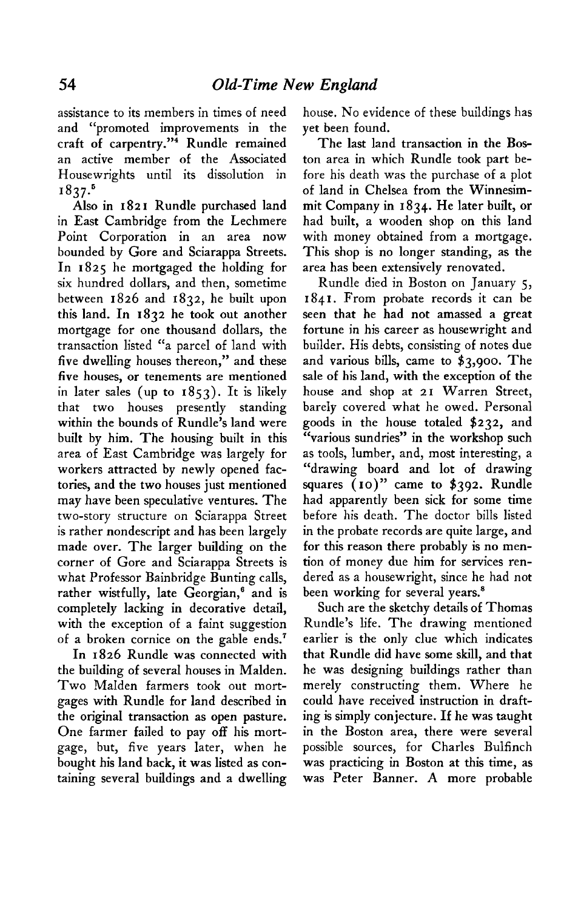assistance to its members in times of need and "promoted improvements in the craft of carpentry."[4] Rundle remained an active member of the Associated Housewrights until its dissolution in 1837.[5]

Also in 1821 Rundle purchased land in East Cambridge from the Lechmere Point Corporation in an area now bounded by Gore and Sciarappa Streets. In 1825 he mortgaged the holding for six hundred dollars, and then, sometime between 1826 and 1832, he built upon this land. In 1832 he took out another mortgage for one thousand dollars, the transaction listed "a parcel of land with five dwelling houses thereon," and these five houses, or tenements are mentioned in later sales (up to 1853). It is likely that two houses presently standing within the bounds of Rundle's land were built by him. The housing built in this area of East Cambridge was largely for workers attracted by newly opened factories, and the two houses just mentioned may have been speculative ventures. The two-story structure on Sciarappa Street is rather nondescript and has been largely made over. The larger building on the corner of Gore and Sciarappa Streets is what Professor Bainbridge Bunting calls, rather wistfully, late Georgian,[6] and is completely lacking in decorative detail, with the exception of a faint suggestion of a broken cornice on the gable ends.[7]

In 1826 Rundle was connected with the building of several houses in Malden. Two Malden farmers took out mortgages with Rundle for land described in the original transaction as open pasture. One farmer failed to pay off his mortgage, but, five years later, when he bought his land back, it was listed as containing several buildings and a dwelling house. No evidence of these buildings has yet been found.

The last land transaction in the Boston area in which Rundle took part before his death was the purchase of a plot of land in Chelsea from the Winnesimmit Company in 1834. He later built, or had built, a wooden shop on this land with money obtained from a mortgage. This shop is no longer standing, as the area has been extensively renovated.

Rundle died in Boston on January 5, 1841. From probate records it can be seen that he had not amassed a great fortune in his career as housewright and builder. His debts, consisting of notes due and various bills, came to $3,900. The sale of his land, with the exception of the house and shop at 21 Warren Street, barely covered what he owed. Personal goods in the house totaled $232, and "various sundries" in the workshop such as tools, lumber, and, most interesting, a "drawing board and lot of drawing squares (10)" came to $392. Rundle had apparently been sick for some time before his death. The doctor bills listed in the probate records are quite large, and for this reason there probably is no mention of money due him for services rendered as a housewright, since he had not been working for several years.[8]

Such are the sketchy details of Thomas Rundle's life. The drawing mentioned earlier is the only clue which indicates that Rundle did have some skill, and that he was designing buildings rather than merely constructing them. Where he could have received instruction in drafting is simply conjecture. If he was taught in the Boston area, there were several possible sources, for Charles Bulfinch was practicing in Boston at this time, as was Peter Banner. A more probable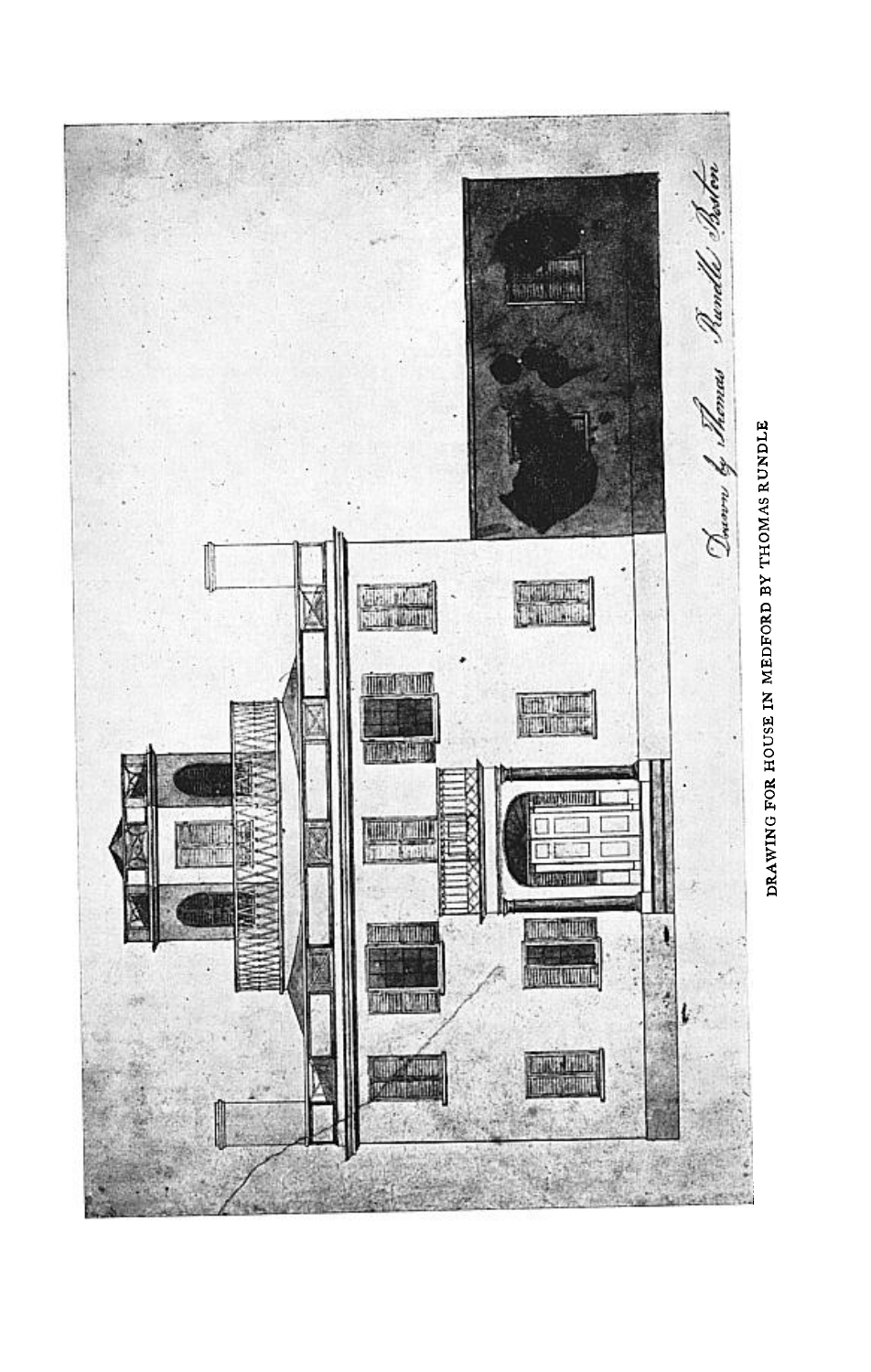Drawn by Thomas Rundle Boston

DRAWING FOR HOUSE IN MEDFORD BY THOMAS RUNDLE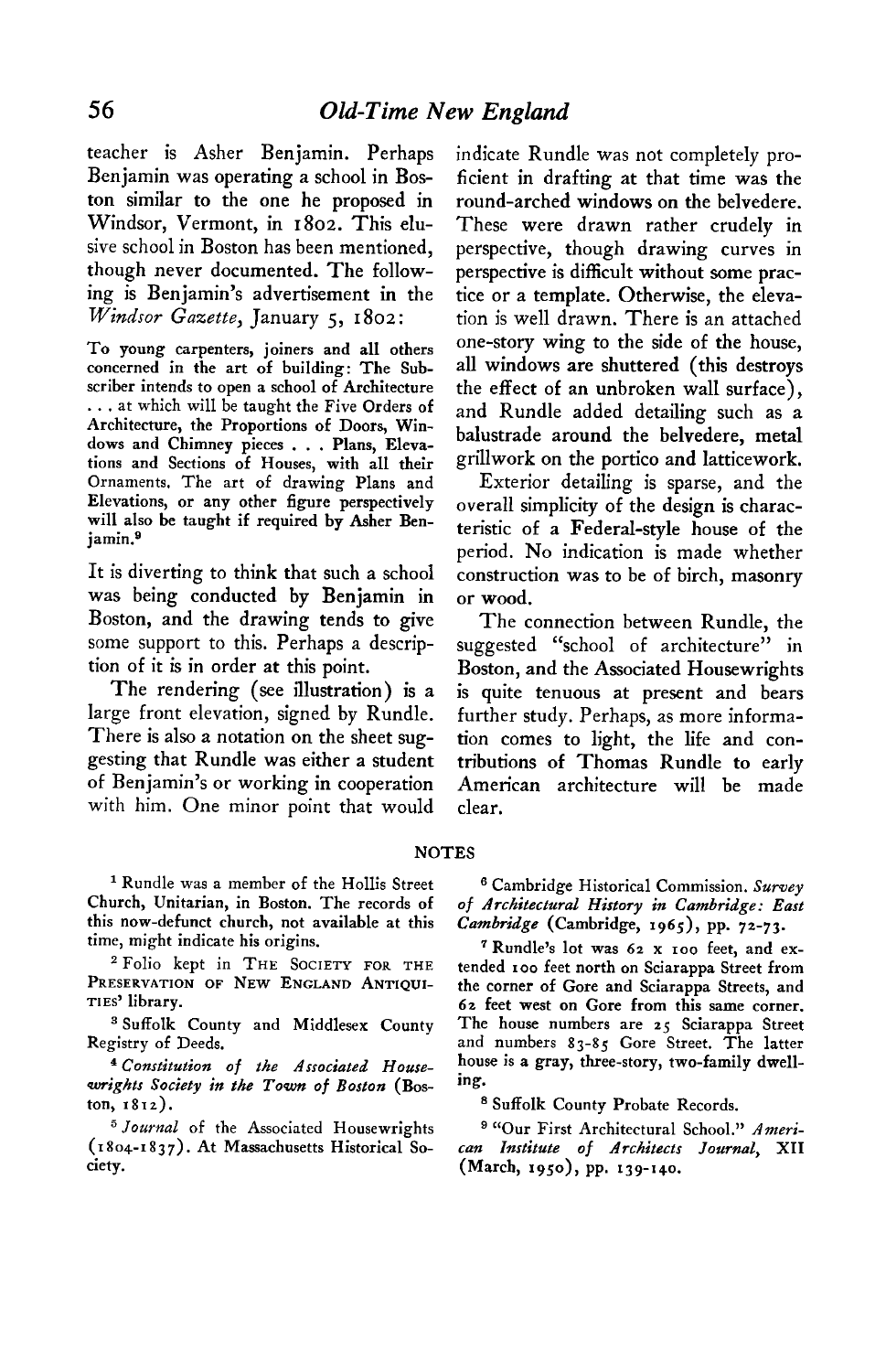teacher is Asher Benjamin. Perhaps Benjamin was operating a school in Boston similar to the one he proposed in Windsor, Vermont, in 1802. This elusive school in Boston has been mentioned, though never documented. The following is Benjamin's advertisement in the *Windsor Gazette*, January 5, 1802:

> To young carpenters, joiners and all others concerned in the art of building: The Subscriber intends to open a school of Architecture . . . at which will be taught the Five Orders of Architecture, the Proportions of Doors, Windows and Chimney pieces . . . Plans, Elevations and Sections of Houses, with all their Ornaments. The art of drawing Plans and Elevations, or any other figure perspectively will also be taught if required by Asher Benjamin.[9]

It is diverting to think that such a school was being conducted by Benjamin in Boston, and the drawing tends to give some support to this. Perhaps a description of it is in order at this point.

The rendering (see illustration) is a large front elevation, signed by Rundle. There is also a notation on the sheet suggesting that Rundle was either a student of Benjamin's or working in cooperation with him. One minor point that would indicate Rundle was not completely proficient in drafting at that time was the round-arched windows on the belvedere. These were drawn rather crudely in perspective, though drawing curves in perspective is difficult without some practice or a template. Otherwise, the elevation is well drawn. There is an attached one-story wing to the side of the house, all windows are shuttered (this destroys the effect of an unbroken wall surface), and Rundle added detailing such as a balustrade around the belvedere, metal grillwork on the portico and latticework.

Exterior detailing is sparse, and the overall simplicity of the design is characteristic of a Federal-style house of the period. No indication is made whether construction was to be of birch, masonry or wood.

The connection between Rundle, the suggested "school of architecture" in Boston, and the Associated Housewrights is quite tenuous at present and bears further study. Perhaps, as more information comes to light, the life and contributions of Thomas Rundle to early American architecture will be made clear.

## NOTES

[1] Rundle was a member of the Hollis Street Church, Unitarian, in Boston. The records of this now-defunct church, not available at this time, might indicate his origins.

[2] Folio kept in THE SOCIETY FOR THE PRESERVATION OF NEW ENGLAND ANTIQUITIES' library.

[3] Suffolk County and Middlesex County Registry of Deeds.

[4] *Constitution of the Associated Housewrights Society in the Town of Boston* (Boston, 1812).

[5] *Journal* of the Associated Housewrights (1804-1837). At Massachusetts Historical Society.

[6] Cambridge Historical Commission. *Survey of Architectural History in Cambridge: East Cambridge* (Cambridge, 1965), pp. 72-73.

[7] Rundle's lot was 62 x 100 feet, and extended 100 feet north on Sciarappa Street from the corner of Gore and Sciarappa Streets, and 62 feet west on Gore from this same corner. The house numbers are 25 Sciarappa Street and numbers 83-85 Gore Street. The latter house is a gray, three-story, two-family dwelling.

[8] Suffolk County Probate Records.

[9] "Our First Architectural School." *American Institute of Architects Journal*, XII (March, 1950), pp. 139-140.